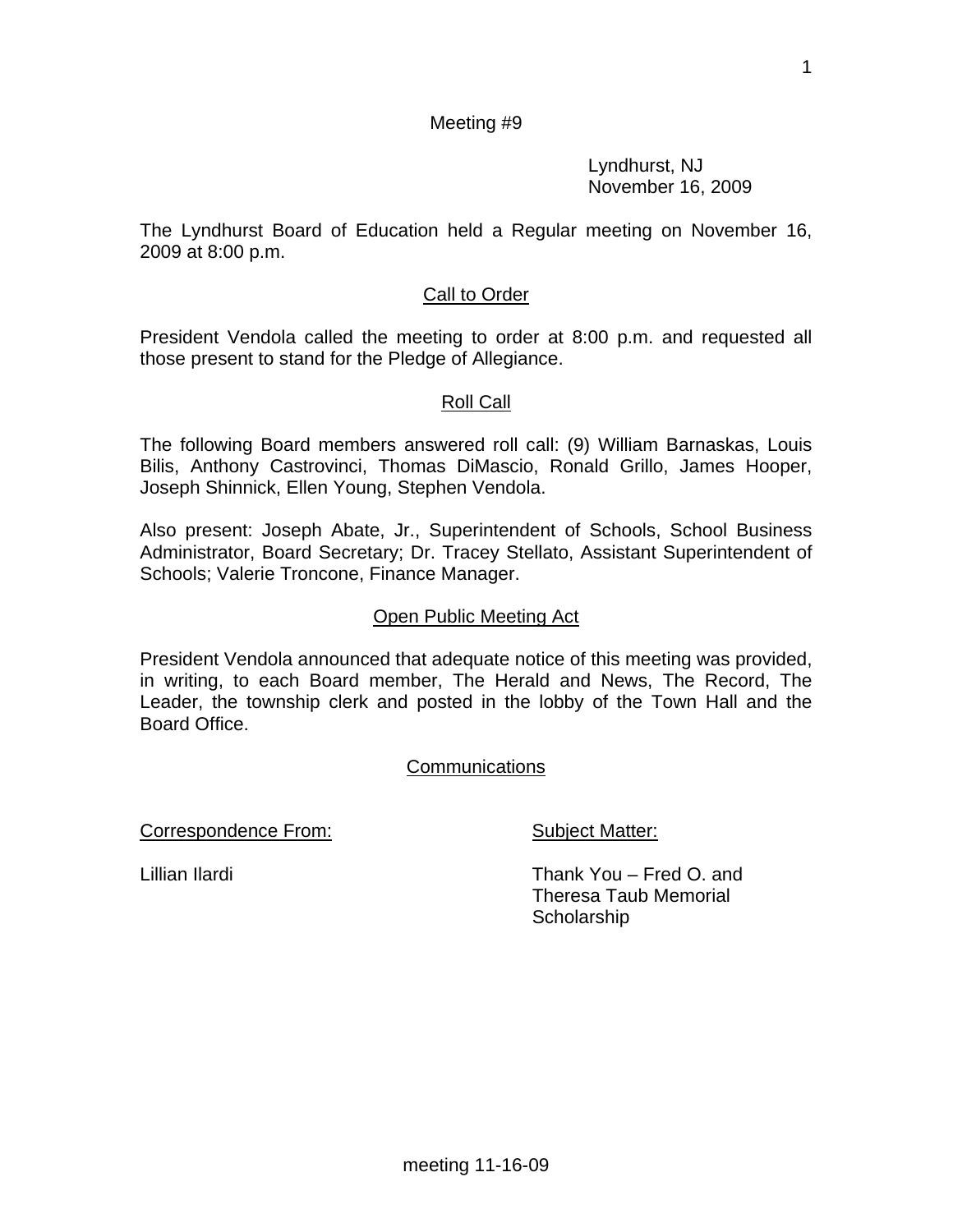Meeting #9

Lyndhurst, NJ
November 16, 2009

The Lyndhurst Board of Education held a Regular meeting on November 16, 2009 at 8:00 p.m.

## Call to Order

President Vendola called the meeting to order at 8:00 p.m. and requested all those present to stand for the Pledge of Allegiance.

## Roll Call

The following Board members answered roll call: (9) William Barnaskas, Louis Bilis, Anthony Castrovinci, Thomas DiMascio, Ronald Grillo, James Hooper, Joseph Shinnick, Ellen Young, Stephen Vendola.

Also present: Joseph Abate, Jr., Superintendent of Schools, School Business Administrator, Board Secretary; Dr. Tracey Stellato, Assistant Superintendent of Schools; Valerie Troncone, Finance Manager.

## Open Public Meeting Act

President Vendola announced that adequate notice of this meeting was provided, in writing, to each Board member, The Herald and News, The Record, The Leader, the township clerk and posted in the lobby of the Town Hall and the Board Office.

## Communications

| Correspondence From: | Subject Matter: |
| --- | --- |
| Lillian Ilardi | Thank You – Fred O. and Theresa Taub Memorial Scholarship |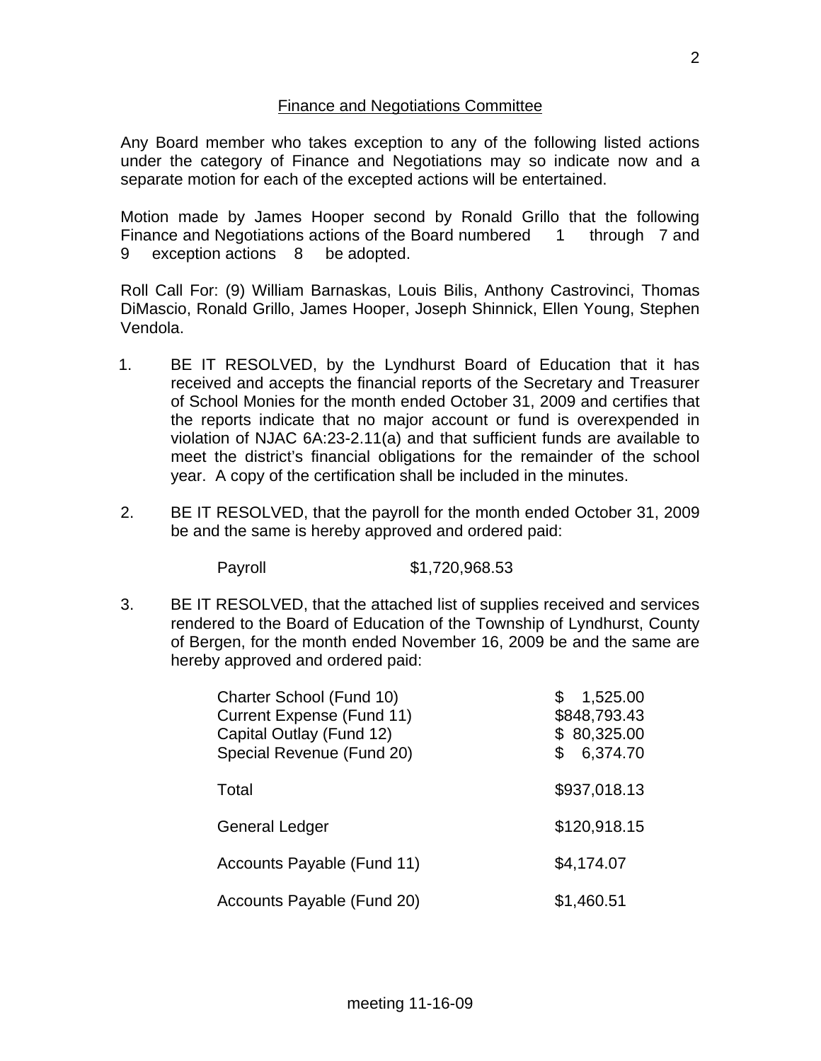## Finance and Negotiations Committee

Any Board member who takes exception to any of the following listed actions under the category of Finance and Negotiations may so indicate now and a separate motion for each of the excepted actions will be entertained.

Motion made by James Hooper second by Ronald Grillo that the following Finance and Negotiations actions of the Board numbered 1 through 7 and 9 exception actions 8 be adopted.

Roll Call For: (9) William Barnaskas, Louis Bilis, Anthony Castrovinci, Thomas DiMascio, Ronald Grillo, James Hooper, Joseph Shinnick, Ellen Young, Stephen Vendola.

1. BE IT RESOLVED, by the Lyndhurst Board of Education that it has received and accepts the financial reports of the Secretary and Treasurer of School Monies for the month ended October 31, 2009 and certifies that the reports indicate that no major account or fund is overexpended in violation of NJAC 6A:23-2.11(a) and that sufficient funds are available to meet the district's financial obligations for the remainder of the school year. A copy of the certification shall be included in the minutes.

2. BE IT RESOLVED, that the payroll for the month ended October 31, 2009 be and the same is hereby approved and ordered paid:

   Payroll $1,720,968.53

3. BE IT RESOLVED, that the attached list of supplies received and services rendered to the Board of Education of the Township of Lyndhurst, County of Bergen, for the month ended November 16, 2009 be and the same are hereby approved and ordered paid:

| | |
|---|---|
| Charter School (Fund 10) | $ 1,525.00 |
| Current Expense (Fund 11) | $848,793.43 |
| Capital Outlay (Fund 12) | $ 80,325.00 |
| Special Revenue (Fund 20) | $ 6,374.70 |
| Total | $937,018.13 |
| General Ledger | $120,918.15 |
| Accounts Payable (Fund 11) | $4,174.07 |
| Accounts Payable (Fund 20) | $1,460.51 |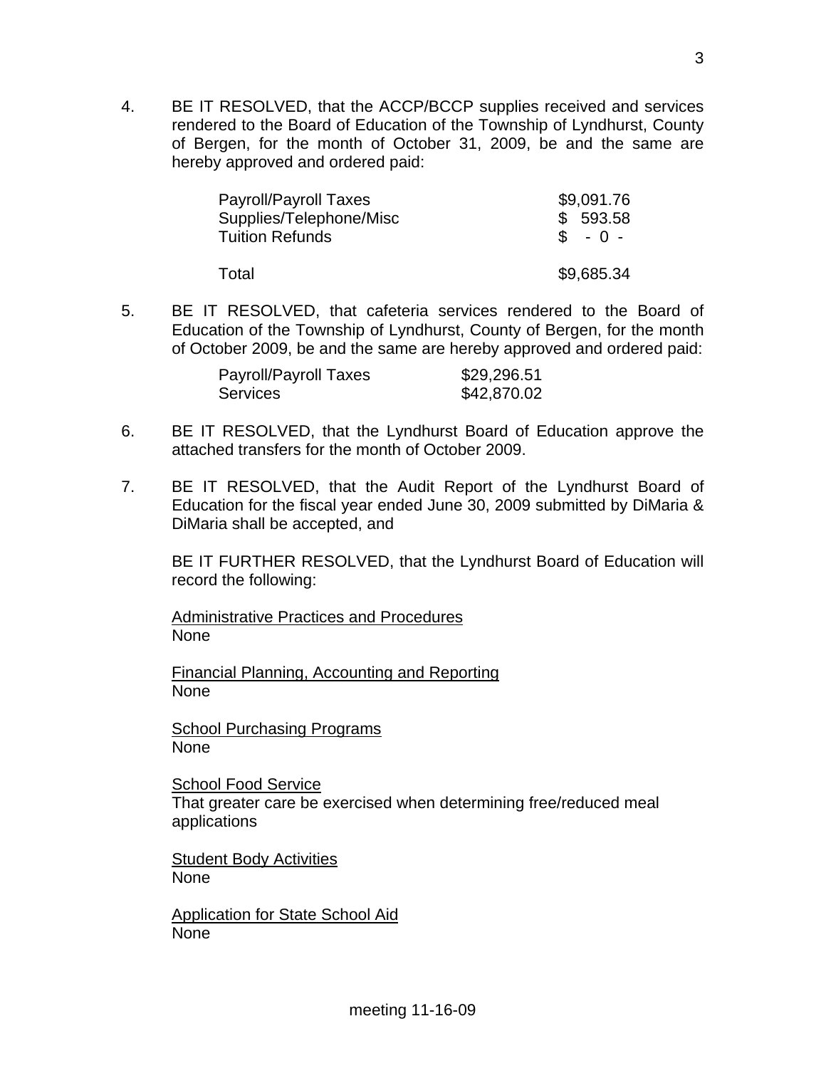4. BE IT RESOLVED, that the ACCP/BCCP supplies received and services rendered to the Board of Education of the Township of Lyndhurst, County of Bergen, for the month of October 31, 2009, be and the same are hereby approved and ordered paid:

| | |
|---|---|
| Payroll/Payroll Taxes | $9,091.76 |
| Supplies/Telephone/Misc | $ 593.58 |
| Tuition Refunds | $ - 0 - |
| Total | $9,685.34 |

5. BE IT RESOLVED, that cafeteria services rendered to the Board of Education of the Township of Lyndhurst, County of Bergen, for the month of October 2009, be and the same are hereby approved and ordered paid:

| | |
|---|---|
| Payroll/Payroll Taxes | $29,296.51 |
| Services | $42,870.02 |

6. BE IT RESOLVED, that the Lyndhurst Board of Education approve the attached transfers for the month of October 2009.

7. BE IT RESOLVED, that the Audit Report of the Lyndhurst Board of Education for the fiscal year ended June 30, 2009 submitted by DiMaria & DiMaria shall be accepted, and

   BE IT FURTHER RESOLVED, that the Lyndhurst Board of Education will record the following:

   <u>Administrative Practices and Procedures</u>
   None

   <u>Financial Planning, Accounting and Reporting</u>
   None

   <u>School Purchasing Programs</u>
   None

   <u>School Food Service</u>
   That greater care be exercised when determining free/reduced meal applications

   <u>Student Body Activities</u>
   None

   <u>Application for State School Aid</u>
   None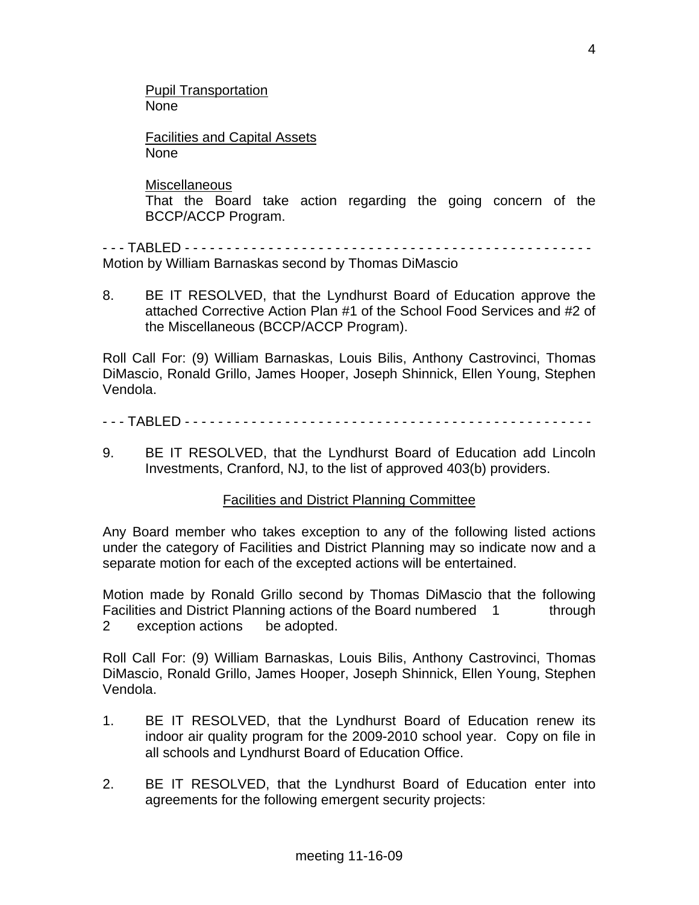<u>Pupil Transportation</u>
None

<u>Facilities and Capital Assets</u>
None

<u>Miscellaneous</u>
That the Board take action regarding the going concern of the BCCP/ACCP Program.

- - - TABLED - - - - - - - - - - - - - - - - - - - - - - - - - - - - - - - - - - - - - - - - - - - - - - - - -
Motion by William Barnaskas second by Thomas DiMascio

8. BE IT RESOLVED, that the Lyndhurst Board of Education approve the attached Corrective Action Plan #1 of the School Food Services and #2 of the Miscellaneous (BCCP/ACCP Program).

Roll Call For: (9) William Barnaskas, Louis Bilis, Anthony Castrovinci, Thomas DiMascio, Ronald Grillo, James Hooper, Joseph Shinnick, Ellen Young, Stephen Vendola.

- - - TABLED - - - - - - - - - - - - - - - - - - - - - - - - - - - - - - - - - - - - - - - - - - - - - - - - -

9. BE IT RESOLVED, that the Lyndhurst Board of Education add Lincoln Investments, Cranford, NJ, to the list of approved 403(b) providers.

<u>Facilities and District Planning Committee</u>

Any Board member who takes exception to any of the following listed actions under the category of Facilities and District Planning may so indicate now and a separate motion for each of the excepted actions will be entertained.

Motion made by Ronald Grillo second by Thomas DiMascio that the following Facilities and District Planning actions of the Board numbered 1 through 2 exception actions be adopted.

Roll Call For: (9) William Barnaskas, Louis Bilis, Anthony Castrovinci, Thomas DiMascio, Ronald Grillo, James Hooper, Joseph Shinnick, Ellen Young, Stephen Vendola.

1. BE IT RESOLVED, that the Lyndhurst Board of Education renew its indoor air quality program for the 2009-2010 school year. Copy on file in all schools and Lyndhurst Board of Education Office.

2. BE IT RESOLVED, that the Lyndhurst Board of Education enter into agreements for the following emergent security projects:

meeting 11-16-09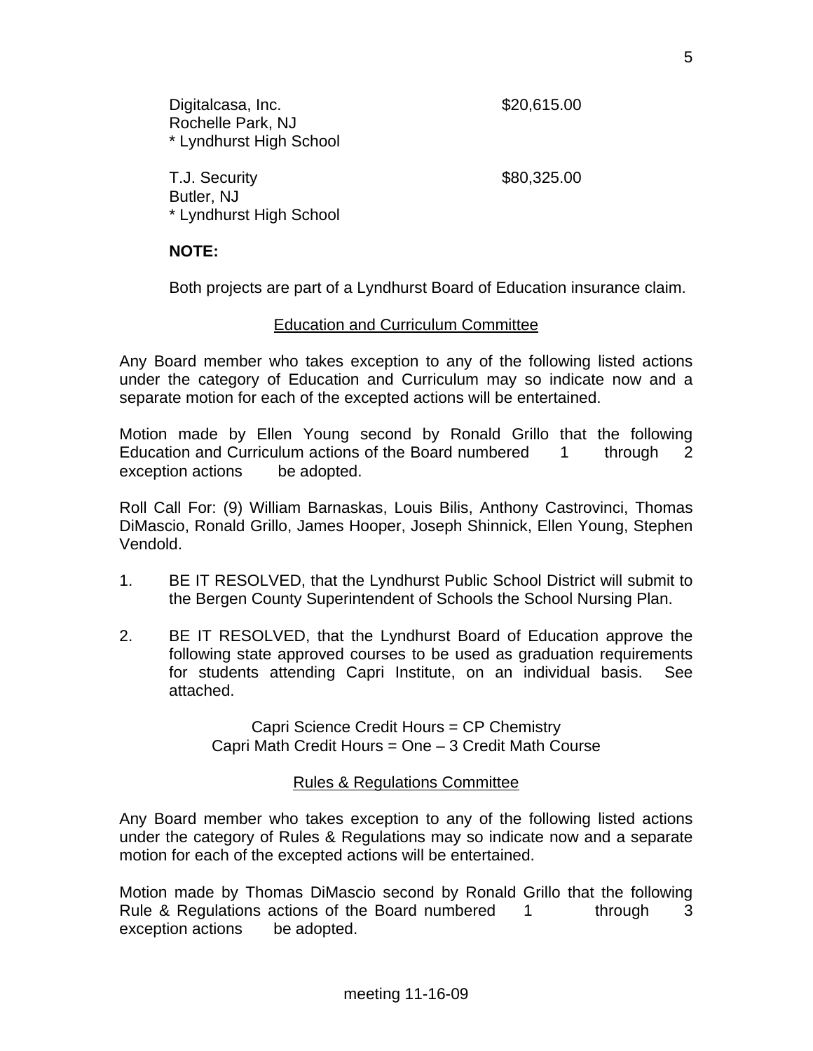Digitalcasa, Inc. $20,615.00
Rochelle Park, NJ
* Lyndhurst High School

T.J. Security $80,325.00
Butler, NJ
* Lyndhurst High School

**NOTE:**

Both projects are part of a Lyndhurst Board of Education insurance claim.

## Education and Curriculum Committee

Any Board member who takes exception to any of the following listed actions under the category of Education and Curriculum may so indicate now and a separate motion for each of the excepted actions will be entertained.

Motion made by Ellen Young second by Ronald Grillo that the following Education and Curriculum actions of the Board numbered 1 through 2 exception actions be adopted.

Roll Call For: (9) William Barnaskas, Louis Bilis, Anthony Castrovinci, Thomas DiMascio, Ronald Grillo, James Hooper, Joseph Shinnick, Ellen Young, Stephen Vendold.

1. BE IT RESOLVED, that the Lyndhurst Public School District will submit to the Bergen County Superintendent of Schools the School Nursing Plan.

2. BE IT RESOLVED, that the Lyndhurst Board of Education approve the following state approved courses to be used as graduation requirements for students attending Capri Institute, on an individual basis. See attached.

   Capri Science Credit Hours = CP Chemistry
   Capri Math Credit Hours = One – 3 Credit Math Course

## Rules & Regulations Committee

Any Board member who takes exception to any of the following listed actions under the category of Rules & Regulations may so indicate now and a separate motion for each of the excepted actions will be entertained.

Motion made by Thomas DiMascio second by Ronald Grillo that the following Rule & Regulations actions of the Board numbered 1 through 3 exception actions be adopted.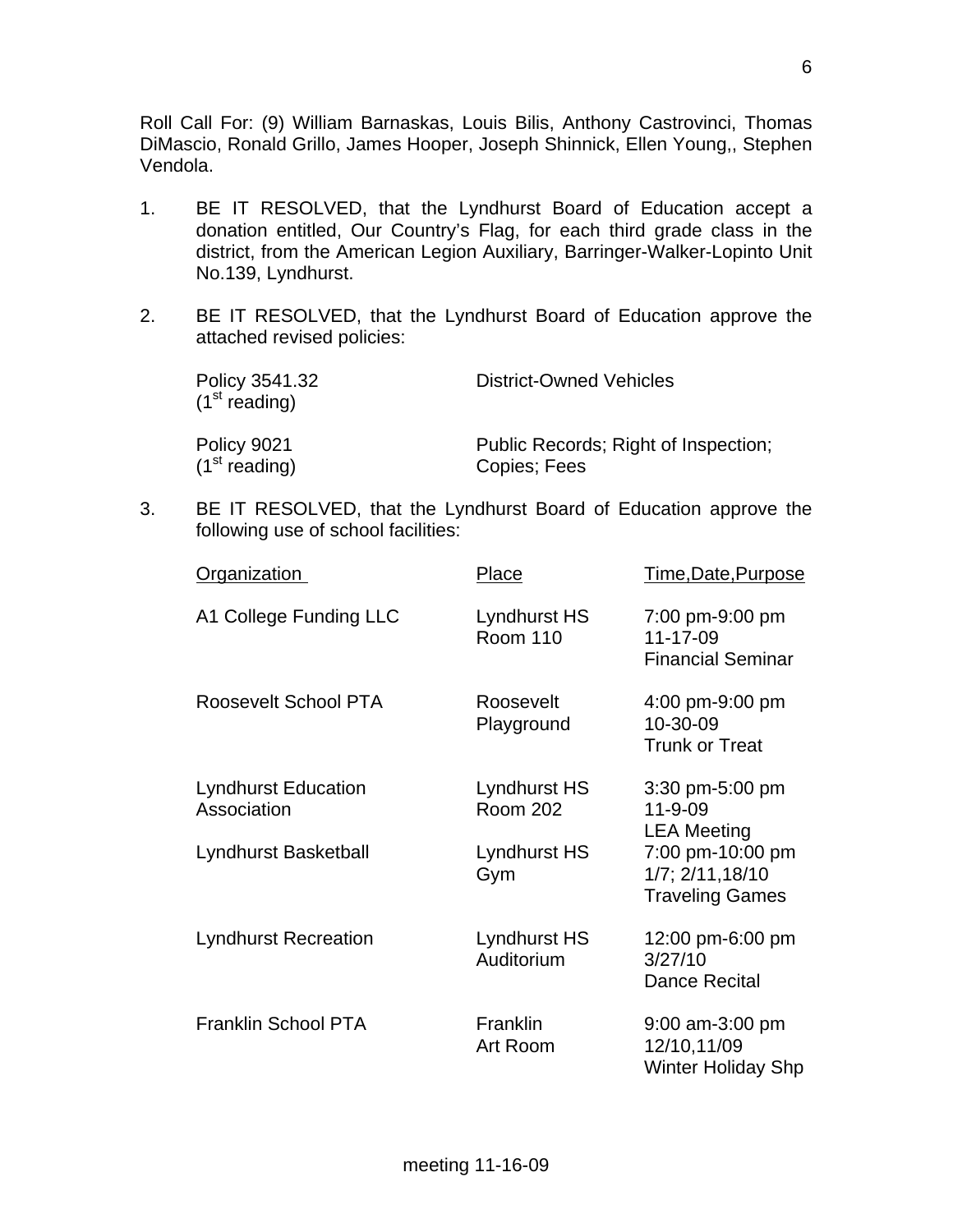Roll Call For: (9) William Barnaskas, Louis Bilis, Anthony Castrovinci, Thomas DiMascio, Ronald Grillo, James Hooper, Joseph Shinnick, Ellen Young,, Stephen Vendola.

1. BE IT RESOLVED, that the Lyndhurst Board of Education accept a donation entitled, Our Country's Flag, for each third grade class in the district, from the American Legion Auxiliary, Barringer-Walker-Lopinto Unit No.139, Lyndhurst.

2. BE IT RESOLVED, that the Lyndhurst Board of Education approve the attached revised policies:

| | |
|---|---|
| Policy 3541.32 (1st reading) | District-Owned Vehicles |
| Policy 9021 (1st reading) | Public Records; Right of Inspection; Copies; Fees |

3. BE IT RESOLVED, that the Lyndhurst Board of Education approve the following use of school facilities:

| Organization | Place | Time,Date,Purpose |
|---|---|---|
| A1 College Funding LLC | Lyndhurst HS Room 110 | 7:00 pm-9:00 pm 11-17-09 Financial Seminar |
| Roosevelt School PTA | Roosevelt Playground | 4:00 pm-9:00 pm 10-30-09 Trunk or Treat |
| Lyndhurst Education Association | Lyndhurst HS Room 202 | 3:30 pm-5:00 pm 11-9-09 LEA Meeting |
| Lyndhurst Basketball | Lyndhurst HS Gym | 7:00 pm-10:00 pm 1/7; 2/11,18/10 Traveling Games |
| Lyndhurst Recreation | Lyndhurst HS Auditorium | 12:00 pm-6:00 pm 3/27/10 Dance Recital |
| Franklin School PTA | Franklin Art Room | 9:00 am-3:00 pm 12/10,11/09 Winter Holiday Shp |

meeting 11-16-09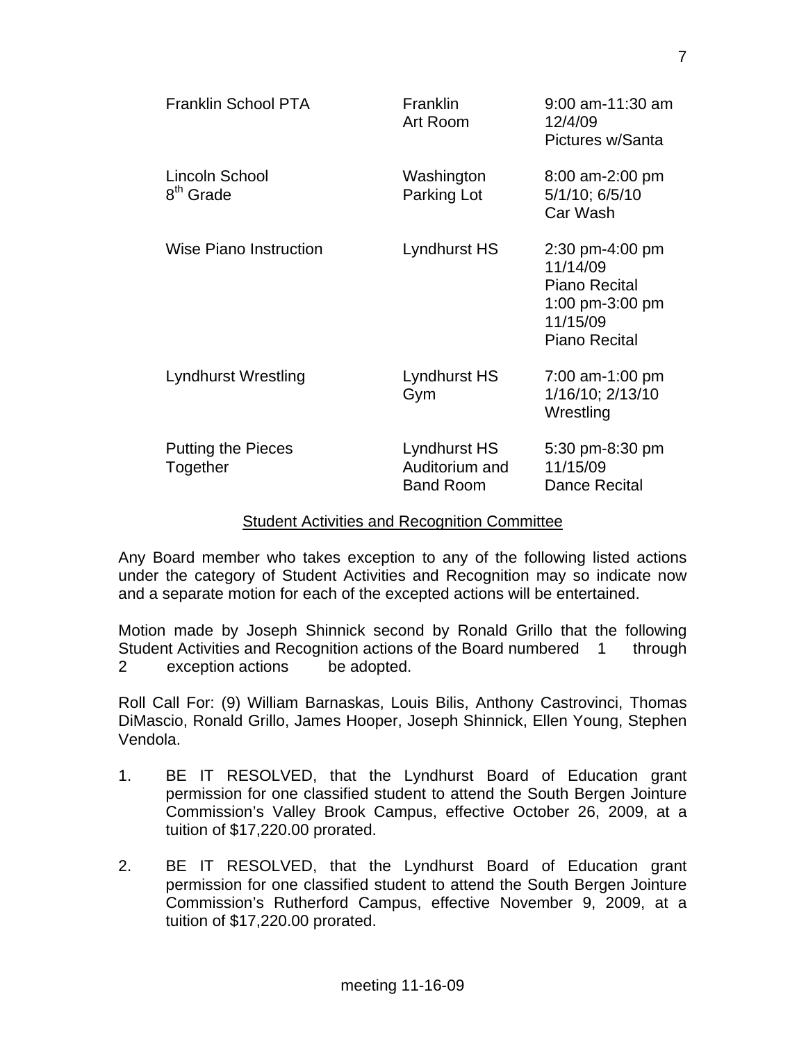| | | |
|---|---|---|
| Franklin School PTA | Franklin Art Room | 9:00 am-11:30 am 12/4/09 Pictures w/Santa |
| Lincoln School 8th Grade | Washington Parking Lot | 8:00 am-2:00 pm 5/1/10; 6/5/10 Car Wash |
| Wise Piano Instruction | Lyndhurst HS | 2:30 pm-4:00 pm 11/14/09 Piano Recital 1:00 pm-3:00 pm 11/15/09 Piano Recital |
| Lyndhurst Wrestling | Lyndhurst HS Gym | 7:00 am-1:00 pm 1/16/10; 2/13/10 Wrestling |
| Putting the Pieces Together | Lyndhurst HS Auditorium and Band Room | 5:30 pm-8:30 pm 11/15/09 Dance Recital |

<u>Student Activities and Recognition Committee</u>

Any Board member who takes exception to any of the following listed actions under the category of Student Activities and Recognition may so indicate now and a separate motion for each of the excepted actions will be entertained.

Motion made by Joseph Shinnick second by Ronald Grillo that the following Student Activities and Recognition actions of the Board numbered 1 through 2 exception actions be adopted.

Roll Call For: (9) William Barnaskas, Louis Bilis, Anthony Castrovinci, Thomas DiMascio, Ronald Grillo, James Hooper, Joseph Shinnick, Ellen Young, Stephen Vendola.

1. BE IT RESOLVED, that the Lyndhurst Board of Education grant permission for one classified student to attend the South Bergen Jointure Commission's Valley Brook Campus, effective October 26, 2009, at a tuition of $17,220.00 prorated.

2. BE IT RESOLVED, that the Lyndhurst Board of Education grant permission for one classified student to attend the South Bergen Jointure Commission's Rutherford Campus, effective November 9, 2009, at a tuition of $17,220.00 prorated.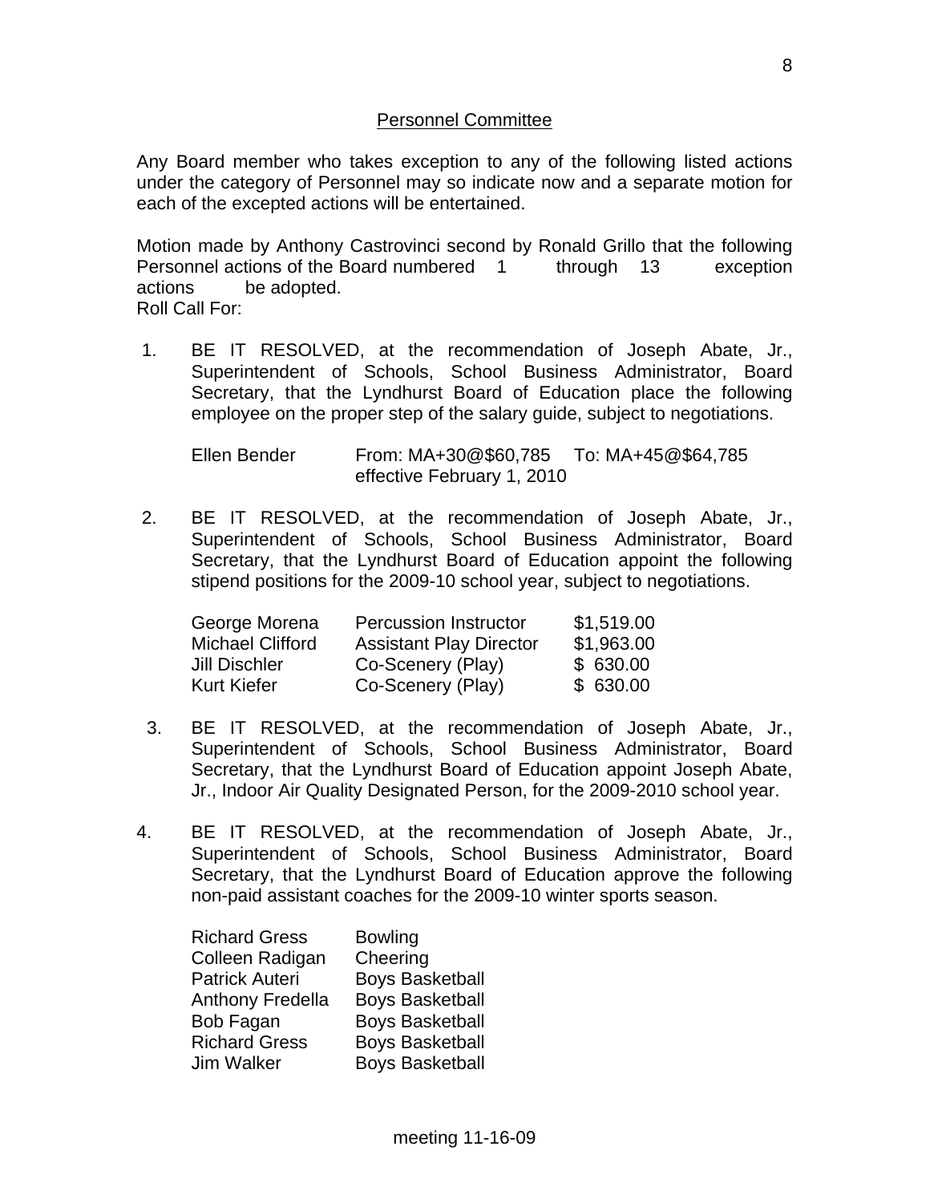## Personnel Committee

Any Board member who takes exception to any of the following listed actions under the category of Personnel may so indicate now and a separate motion for each of the excepted actions will be entertained.

Motion made by Anthony Castrovinci second by Ronald Grillo that the following Personnel actions of the Board numbered 1 through 13 exception actions be adopted.
Roll Call For:

1. BE IT RESOLVED, at the recommendation of Joseph Abate, Jr., Superintendent of Schools, School Business Administrator, Board Secretary, that the Lyndhurst Board of Education place the following employee on the proper step of the salary guide, subject to negotiations.

   | | | |
   |---|---|---|
   | Ellen Bender | From: MA+30@$60,785 | To: MA+45@$64,785 |
   | | effective February 1, 2010 | |

2. BE IT RESOLVED, at the recommendation of Joseph Abate, Jr., Superintendent of Schools, School Business Administrator, Board Secretary, that the Lyndhurst Board of Education appoint the following stipend positions for the 2009-10 school year, subject to negotiations.

   | | | |
   |---|---|---|
   | George Morena | Percussion Instructor | $1,519.00 |
   | Michael Clifford | Assistant Play Director | $1,963.00 |
   | Jill Dischler | Co-Scenery (Play) | $ 630.00 |
   | Kurt Kiefer | Co-Scenery (Play) | $ 630.00 |

3. BE IT RESOLVED, at the recommendation of Joseph Abate, Jr., Superintendent of Schools, School Business Administrator, Board Secretary, that the Lyndhurst Board of Education appoint Joseph Abate, Jr., Indoor Air Quality Designated Person, for the 2009-2010 school year.

4. BE IT RESOLVED, at the recommendation of Joseph Abate, Jr., Superintendent of Schools, School Business Administrator, Board Secretary, that the Lyndhurst Board of Education approve the following non-paid assistant coaches for the 2009-10 winter sports season.

   | | |
   |---|---|
   | Richard Gress | Bowling |
   | Colleen Radigan | Cheering |
   | Patrick Auteri | Boys Basketball |
   | Anthony Fredella | Boys Basketball |
   | Bob Fagan | Boys Basketball |
   | Richard Gress | Boys Basketball |
   | Jim Walker | Boys Basketball |

meeting 11-16-09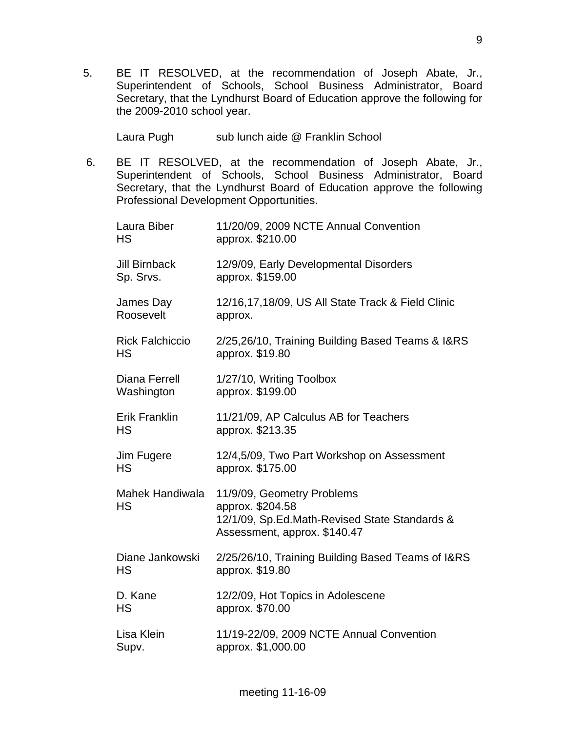5. BE IT RESOLVED, at the recommendation of Joseph Abate, Jr., Superintendent of Schools, School Business Administrator, Board Secretary, that the Lyndhurst Board of Education approve the following for the 2009-2010 school year.

   Laura Pugh    sub lunch aide @ Franklin School

6. BE IT RESOLVED, at the recommendation of Joseph Abate, Jr., Superintendent of Schools, School Business Administrator, Board Secretary, that the Lyndhurst Board of Education approve the following Professional Development Opportunities.

| | |
|---|---|
| Laura Biber<br>HS | 11/20/09, 2009 NCTE Annual Convention<br>approx. $210.00 |
| Jill Birnback<br>Sp. Srvs. | 12/9/09, Early Developmental Disorders<br>approx. $159.00 |
| James Day<br>Roosevelt | 12/16,17,18/09, US All State Track & Field Clinic<br>approx. |
| Rick Falchiccio<br>HS | 2/25,26/10, Training Building Based Teams & I&RS<br>approx. $19.80 |
| Diana Ferrell<br>Washington | 1/27/10, Writing Toolbox<br>approx. $199.00 |
| Erik Franklin<br>HS | 11/21/09, AP Calculus AB for Teachers<br>approx. $213.35 |
| Jim Fugere<br>HS | 12/4,5/09, Two Part Workshop on Assessment<br>approx. $175.00 |
| Mahek Handiwala<br>HS | 11/9/09, Geometry Problems<br>approx. $204.58<br>12/1/09, Sp.Ed.Math-Revised State Standards & Assessment, approx. $140.47 |
| Diane Jankowski<br>HS | 2/25/26/10, Training Building Based Teams of I&RS<br>approx. $19.80 |
| D. Kane<br>HS | 12/2/09, Hot Topics in Adolescene<br>approx. $70.00 |
| Lisa Klein<br>Supv. | 11/19-22/09, 2009 NCTE Annual Convention<br>approx. $1,000.00 |

meeting 11-16-09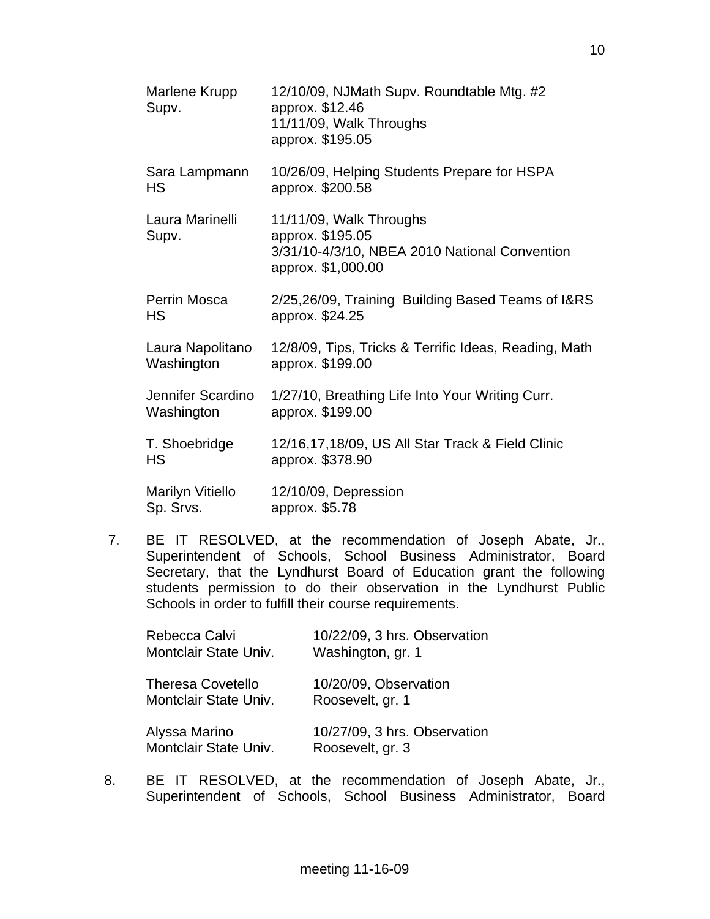| | |
|---|---|
| Marlene Krupp<br>Supv. | 12/10/09, NJMath Supv. Roundtable Mtg. #2<br>approx. $12.46<br>11/11/09, Walk Throughs<br>approx. $195.05 |
| Sara Lampmann<br>HS | 10/26/09, Helping Students Prepare for HSPA<br>approx. $200.58 |
| Laura Marinelli<br>Supv. | 11/11/09, Walk Throughs<br>approx. $195.05<br>3/31/10-4/3/10, NBEA 2010 National Convention<br>approx. $1,000.00 |
| Perrin Mosca<br>HS | 2/25,26/09, Training Building Based Teams of I&RS<br>approx. $24.25 |
| Laura Napolitano<br>Washington | 12/8/09, Tips, Tricks & Terrific Ideas, Reading, Math<br>approx. $199.00 |
| Jennifer Scardino<br>Washington | 1/27/10, Breathing Life Into Your Writing Curr.<br>approx. $199.00 |
| T. Shoebridge<br>HS | 12/16,17,18/09, US All Star Track & Field Clinic<br>approx. $378.90 |
| Marilyn Vitiello<br>Sp. Srvs. | 12/10/09, Depression<br>approx. $5.78 |

7. BE IT RESOLVED, at the recommendation of Joseph Abate, Jr., Superintendent of Schools, School Business Administrator, Board Secretary, that the Lyndhurst Board of Education grant the following students permission to do their observation in the Lyndhurst Public Schools in order to fulfill their course requirements.

| | |
|---|---|
| Rebecca Calvi<br>Montclair State Univ. | 10/22/09, 3 hrs. Observation<br>Washington, gr. 1 |
| Theresa Covetello<br>Montclair State Univ. | 10/20/09, Observation<br>Roosevelt, gr. 1 |
| Alyssa Marino<br>Montclair State Univ. | 10/27/09, 3 hrs. Observation<br>Roosevelt, gr. 3 |

8. BE IT RESOLVED, at the recommendation of Joseph Abate, Jr., Superintendent of Schools, School Business Administrator, Board

meeting 11-16-09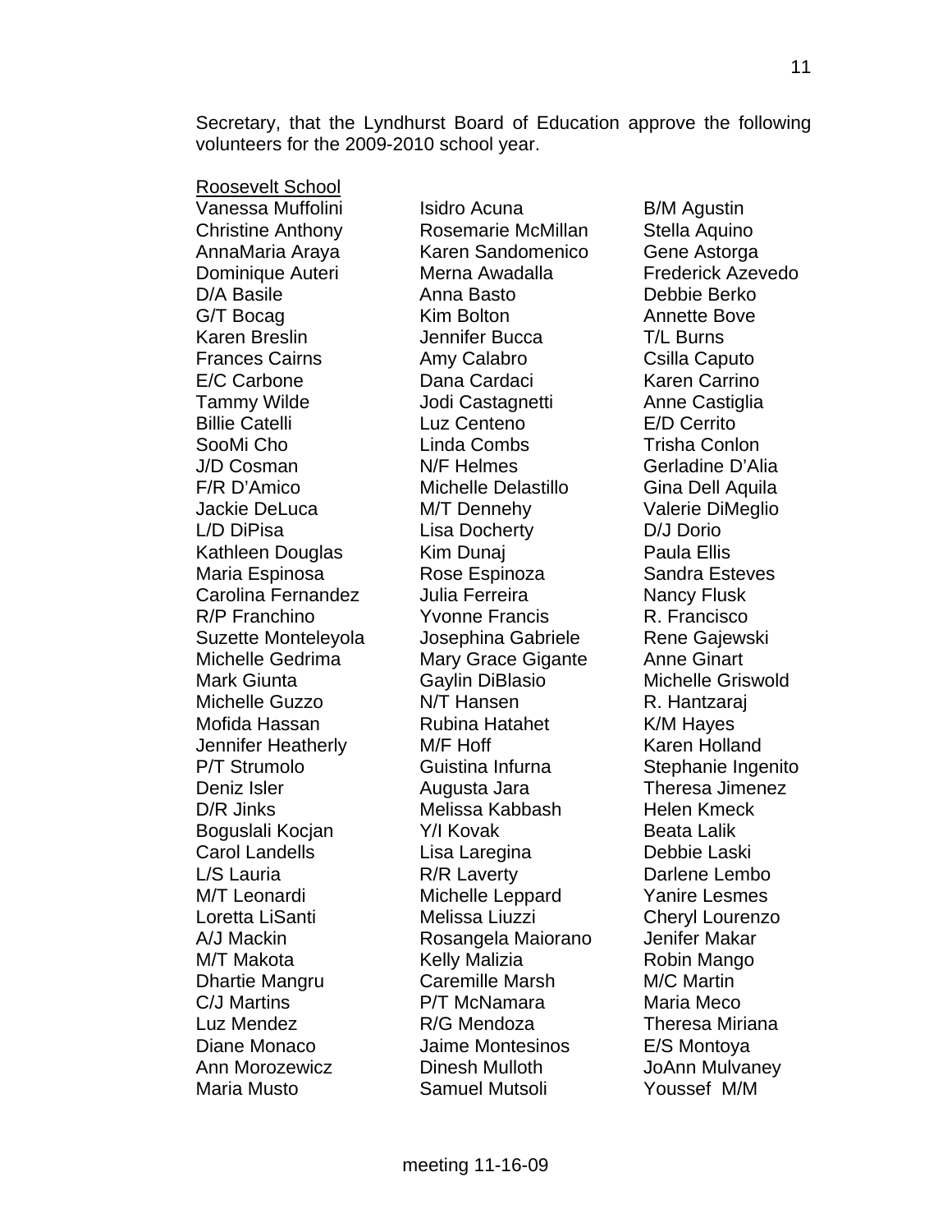Secretary, that the Lyndhurst Board of Education approve the following volunteers for the 2009-2010 school year.

Roosevelt School

| | | |
|---|---|---|
| Vanessa Muffolini | Isidro Acuna | B/M Agustin |
| Christine Anthony | Rosemarie McMillan | Stella Aquino |
| AnnaMaria Araya | Karen Sandomenico | Gene Astorga |
| Dominique Auteri | Merna Awadalla | Frederick Azevedo |
| D/A Basile | Anna Basto | Debbie Berko |
| G/T Bocag | Kim Bolton | Annette Bove |
| Karen Breslin | Jennifer Bucca | T/L Burns |
| Frances Cairns | Amy Calabro | Csilla Caputo |
| E/C Carbone | Dana Cardaci | Karen Carrino |
| Tammy Wilde | Jodi Castagnetti | Anne Castiglia |
| Billie Catelli | Luz Centeno | E/D Cerrito |
| SooMi Cho | Linda Combs | Trisha Conlon |
| J/D Cosman | N/F Helmes | Gerladine D'Alia |
| F/R D'Amico | Michelle Delastillo | Gina Dell Aquila |
| Jackie DeLuca | M/T Dennehy | Valerie DiMeglio |
| L/D DiPisa | Lisa Docherty | D/J Dorio |
| Kathleen Douglas | Kim Dunaj | Paula Ellis |
| Maria Espinosa | Rose Espinoza | Sandra Esteves |
| Carolina Fernandez | Julia Ferreira | Nancy Flusk |
| R/P Franchino | Yvonne Francis | R. Francisco |
| Suzette Monteleyola | Josephina Gabriele | Rene Gajewski |
| Michelle Gedrima | Mary Grace Gigante | Anne Ginart |
| Mark Giunta | Gaylin DiBlasio | Michelle Griswold |
| Michelle Guzzo | N/T Hansen | R. Hantzaraj |
| Mofida Hassan | Rubina Hatahet | K/M Hayes |
| Jennifer Heatherly | M/F Hoff | Karen Holland |
| P/T Strumolo | Guistina Infurna | Stephanie Ingenito |
| Deniz Isler | Augusta Jara | Theresa Jimenez |
| D/R Jinks | Melissa Kabbash | Helen Kmeck |
| Boguslali Kocjan | Y/I Kovak | Beata Lalik |
| Carol Landells | Lisa Laregina | Debbie Laski |
| L/S Lauria | R/R Laverty | Darlene Lembo |
| M/T Leonardi | Michelle Leppard | Yanire Lesmes |
| Loretta LiSanti | Melissa Liuzzi | Cheryl Lourenzo |
| A/J Mackin | Rosangela Maiorano | Jenifer Makar |
| M/T Makota | Kelly Malizia | Robin Mango |
| Dhartie Mangru | Caremille Marsh | M/C Martin |
| C/J Martins | P/T McNamara | Maria Meco |
| Luz Mendez | R/G Mendoza | Theresa Miriana |
| Diane Monaco | Jaime Montesinos | E/S Montoya |
| Ann Morozewicz | Dinesh Mulloth | JoAnn Mulvaney |
| Maria Musto | Samuel Mutsoli | Youssef M/M |

meeting 11-16-09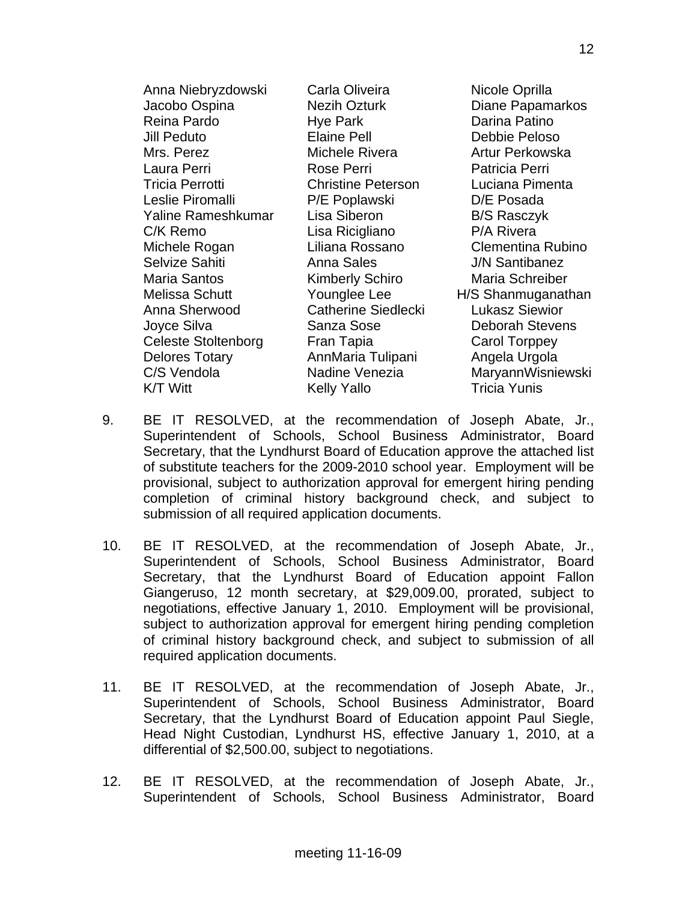| | | |
|---|---|---|
| Anna Niebryzdowski | Carla Oliveira | Nicole Oprilla |
| Jacobo Ospina | Nezih Ozturk | Diane Papamarkos |
| Reina Pardo | Hye Park | Darina Patino |
| Jill Peduto | Elaine Pell | Debbie Peloso |
| Mrs. Perez | Michele Rivera | Artur Perkowska |
| Laura Perri | Rose Perri | Patricia Perri |
| Tricia Perrotti | Christine Peterson | Luciana Pimenta |
| Leslie Piromalli | P/E Poplawski | D/E Posada |
| Yaline Rameshkumar | Lisa Siberon | B/S Rasczyk |
| C/K Remo | Lisa Ricigliano | P/A Rivera |
| Michele Rogan | Liliana Rossano | Clementina Rubino |
| Selvize Sahiti | Anna Sales | J/N Santibanez |
| Maria Santos | Kimberly Schiro | Maria Schreiber |
| Melissa Schutt | Younglee Lee | H/S Shanmuganathan |
| Anna Sherwood | Catherine Siedlecki | Lukasz Siewior |
| Joyce Silva | Sanza Sose | Deborah Stevens |
| Celeste Stoltenborg | Fran Tapia | Carol Torppey |
| Delores Totary | AnnMaria Tulipani | Angela Urgola |
| C/S Vendola | Nadine Venezia | MaryannWisniewski |
| K/T Witt | Kelly Yallo | Tricia Yunis |

9. BE IT RESOLVED, at the recommendation of Joseph Abate, Jr., Superintendent of Schools, School Business Administrator, Board Secretary, that the Lyndhurst Board of Education approve the attached list of substitute teachers for the 2009-2010 school year. Employment will be provisional, subject to authorization approval for emergent hiring pending completion of criminal history background check, and subject to submission of all required application documents.

10. BE IT RESOLVED, at the recommendation of Joseph Abate, Jr., Superintendent of Schools, School Business Administrator, Board Secretary, that the Lyndhurst Board of Education appoint Fallon Giangeruso, 12 month secretary, at $29,009.00, prorated, subject to negotiations, effective January 1, 2010. Employment will be provisional, subject to authorization approval for emergent hiring pending completion of criminal history background check, and subject to submission of all required application documents.

11. BE IT RESOLVED, at the recommendation of Joseph Abate, Jr., Superintendent of Schools, School Business Administrator, Board Secretary, that the Lyndhurst Board of Education appoint Paul Siegle, Head Night Custodian, Lyndhurst HS, effective January 1, 2010, at a differential of $2,500.00, subject to negotiations.

12. BE IT RESOLVED, at the recommendation of Joseph Abate, Jr., Superintendent of Schools, School Business Administrator, Board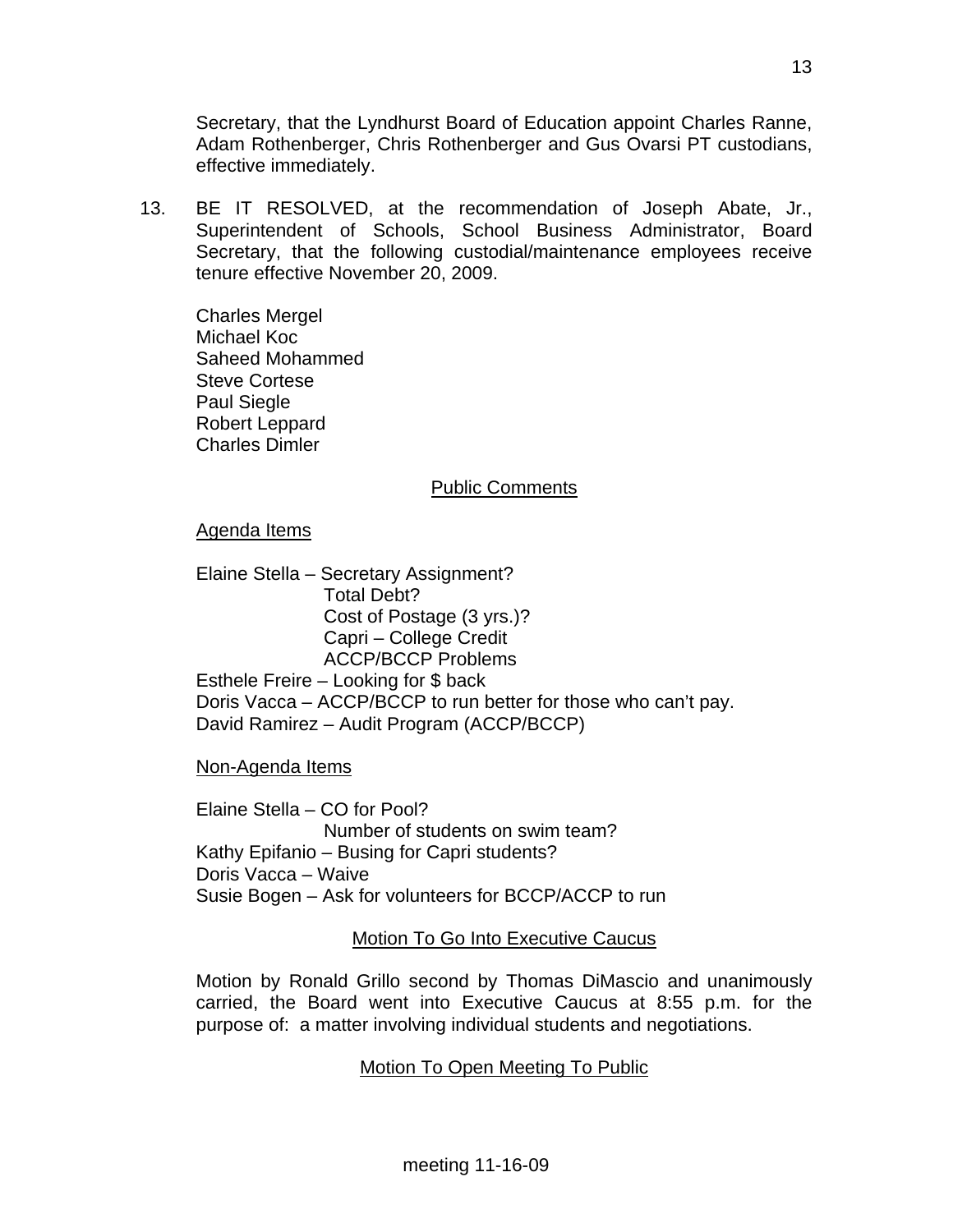Secretary, that the Lyndhurst Board of Education appoint Charles Ranne, Adam Rothenberger, Chris Rothenberger and Gus Ovarsi PT custodians, effective immediately.

13. BE IT RESOLVED, at the recommendation of Joseph Abate, Jr., Superintendent of Schools, School Business Administrator, Board Secretary, that the following custodial/maintenance employees receive tenure effective November 20, 2009.

    Charles Mergel
    Michael Koc
    Saheed Mohammed
    Steve Cortese
    Paul Siegle
    Robert Leppard
    Charles Dimler

## Public Comments

### Agenda Items

Elaine Stella – Secretary Assignment?
Total Debt?
Cost of Postage (3 yrs.)?
Capri – College Credit
ACCP/BCCP Problems
Esthele Freire – Looking for $ back
Doris Vacca – ACCP/BCCP to run better for those who can't pay.
David Ramirez – Audit Program (ACCP/BCCP)

### Non-Agenda Items

Elaine Stella – CO for Pool?
Number of students on swim team?
Kathy Epifanio – Busing for Capri students?
Doris Vacca – Waive
Susie Bogen – Ask for volunteers for BCCP/ACCP to run

## Motion To Go Into Executive Caucus

Motion by Ronald Grillo second by Thomas DiMascio and unanimously carried, the Board went into Executive Caucus at 8:55 p.m. for the purpose of: a matter involving individual students and negotiations.

## Motion To Open Meeting To Public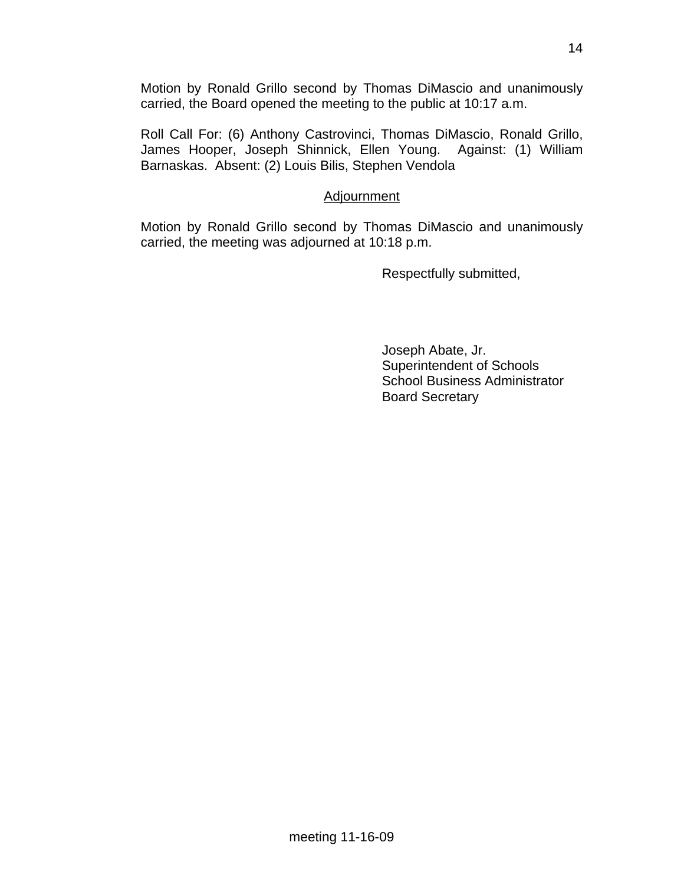Motion by Ronald Grillo second by Thomas DiMascio and unanimously carried, the Board opened the meeting to the public at 10:17 a.m.

Roll Call For: (6) Anthony Castrovinci, Thomas DiMascio, Ronald Grillo, James Hooper, Joseph Shinnick, Ellen Young. Against: (1) William Barnaskas. Absent: (2) Louis Bilis, Stephen Vendola

## Adjournment

Motion by Ronald Grillo second by Thomas DiMascio and unanimously carried, the meeting was adjourned at 10:18 p.m.

Respectfully submitted,

Joseph Abate, Jr.
Superintendent of Schools
School Business Administrator
Board Secretary

meeting 11-16-09